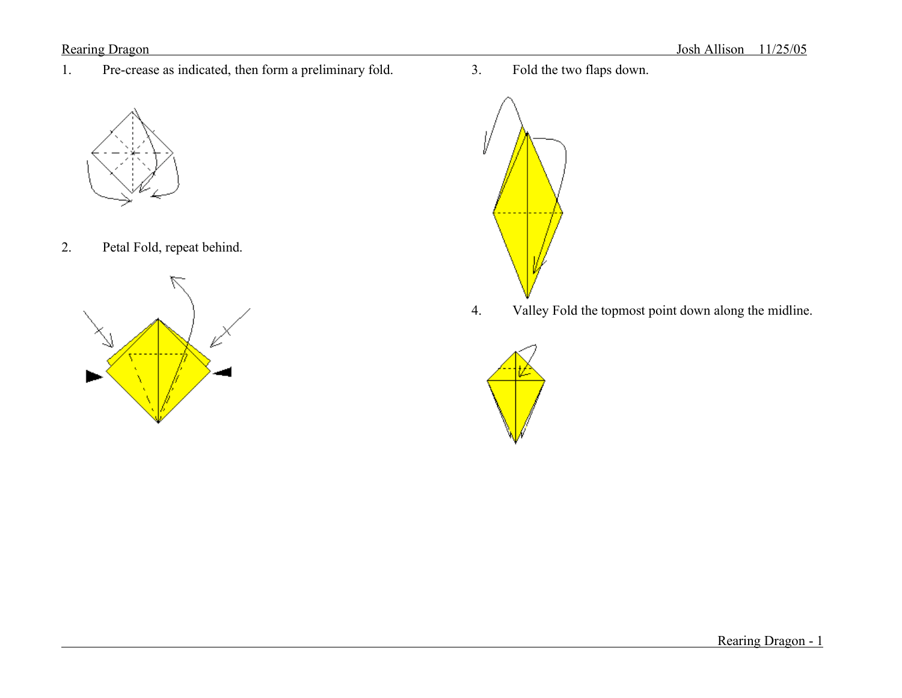1. Pre-crease as indicated, then form a preliminary fold.

2. Petal Fold, repeat behind.

3. Fold the two flaps down.

4. Valley Fold the topmost point down along the midline.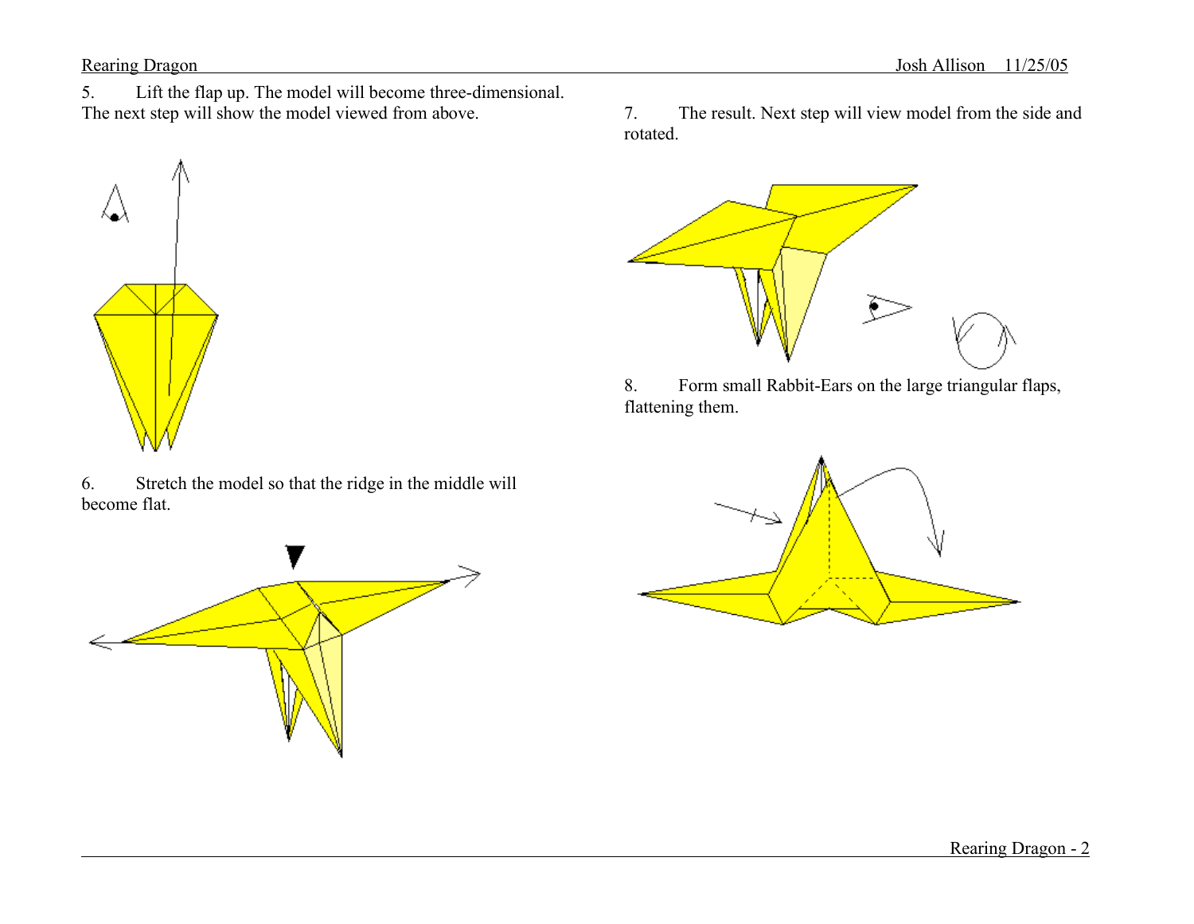5. Lift the flap up. The model will become three-dimensional. The next step will show the model viewed from above.

6. Stretch the model so that the ridge in the middle will become flat.

7. The result. Next step will view model from the side and rotated.

8. Form small Rabbit-Ears on the large triangular flaps, flattening them.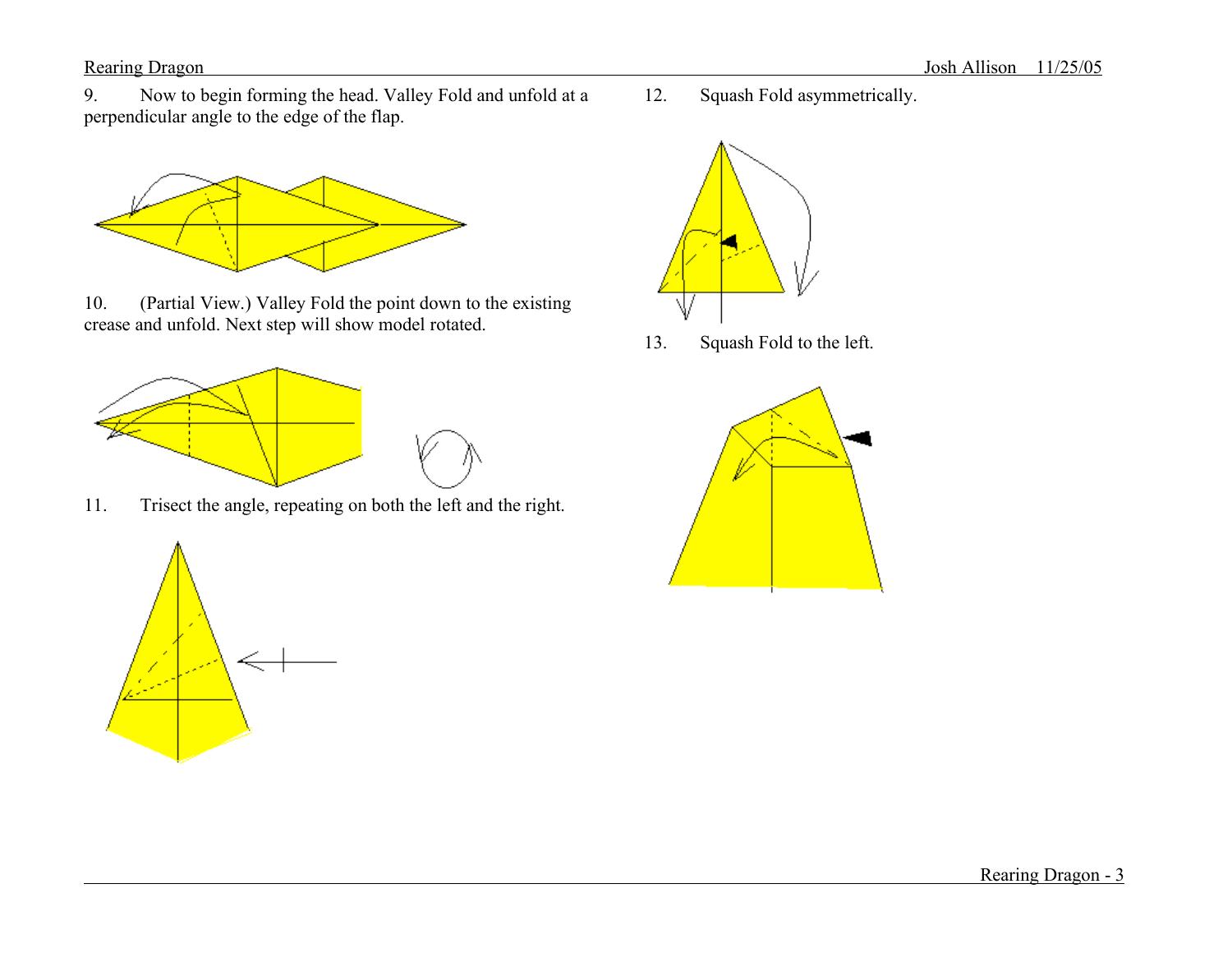9. Now to begin forming the head. Valley Fold and unfold at a perpendicular angle to the edge of the flap.

10. (Partial View.) Valley Fold the point down to the existing crease and unfold. Next step will show model rotated.

11. Trisect the angle, repeating on both the left and the right.

12. Squash Fold asymmetrically.

13. Squash Fold to the left.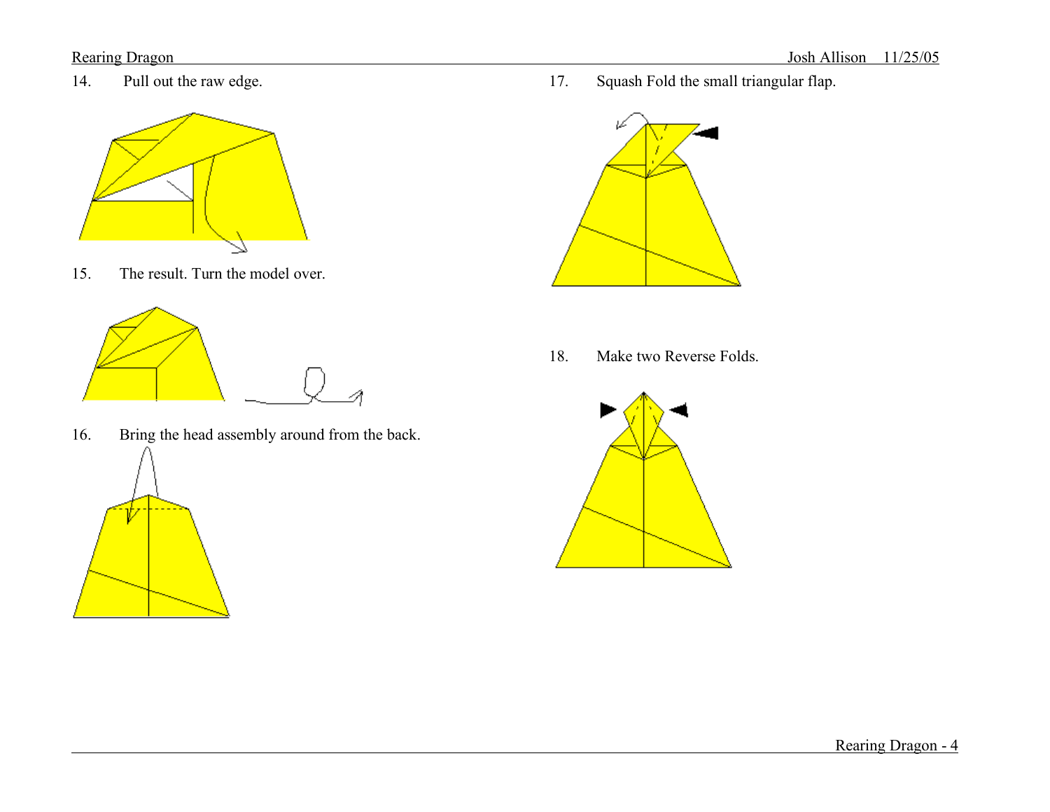14. Pull out the raw edge.

15. The result. Turn the model over.

16. Bring the head assembly around from the back.

17. Squash Fold the small triangular flap.

18. Make two Reverse Folds.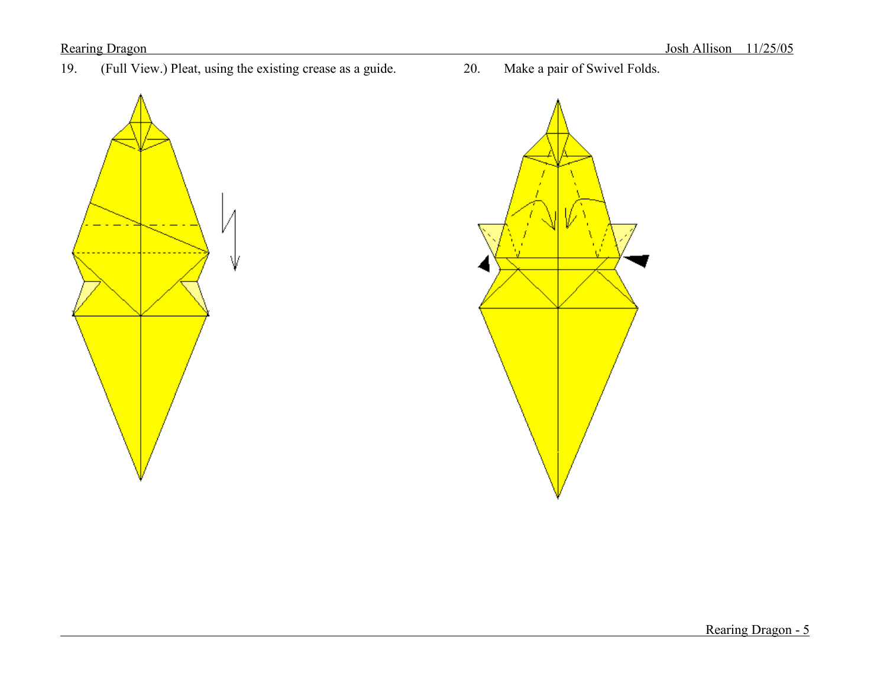19. (Full View.) Pleat, using the existing crease as a guide.

20. Make a pair of Swivel Folds.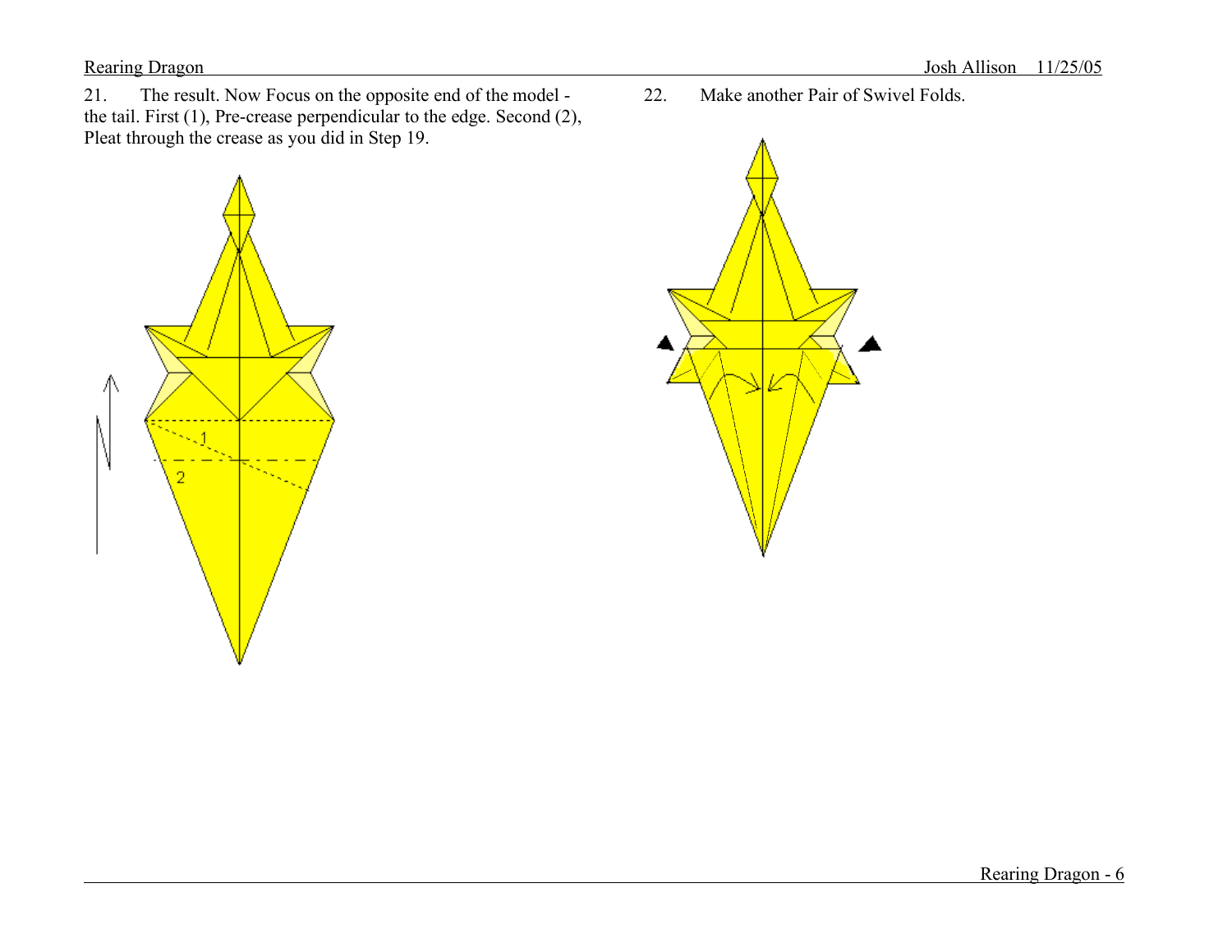21. The result. Now Focus on the opposite end of the model - the tail. First (1), Pre-crease perpendicular to the edge. Second (2), Pleat through the crease as you did in Step 19.

22. Make another Pair of Swivel Folds.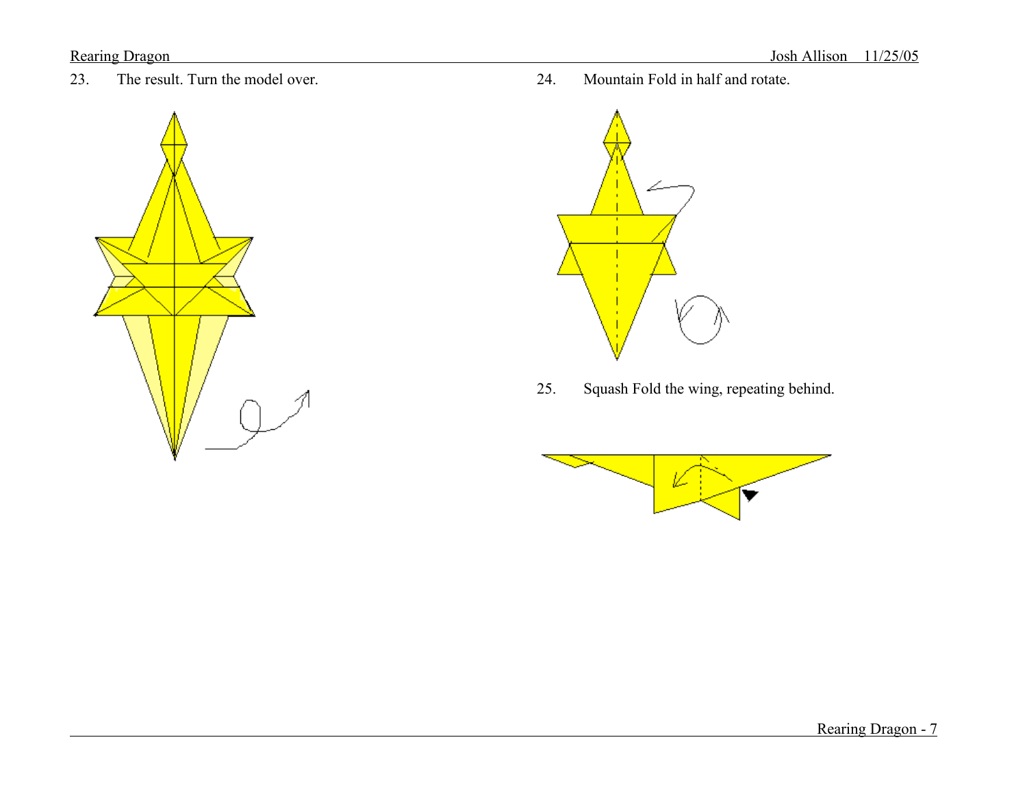23. The result. Turn the model over.

24. Mountain Fold in half and rotate.

25. Squash Fold the wing, repeating behind.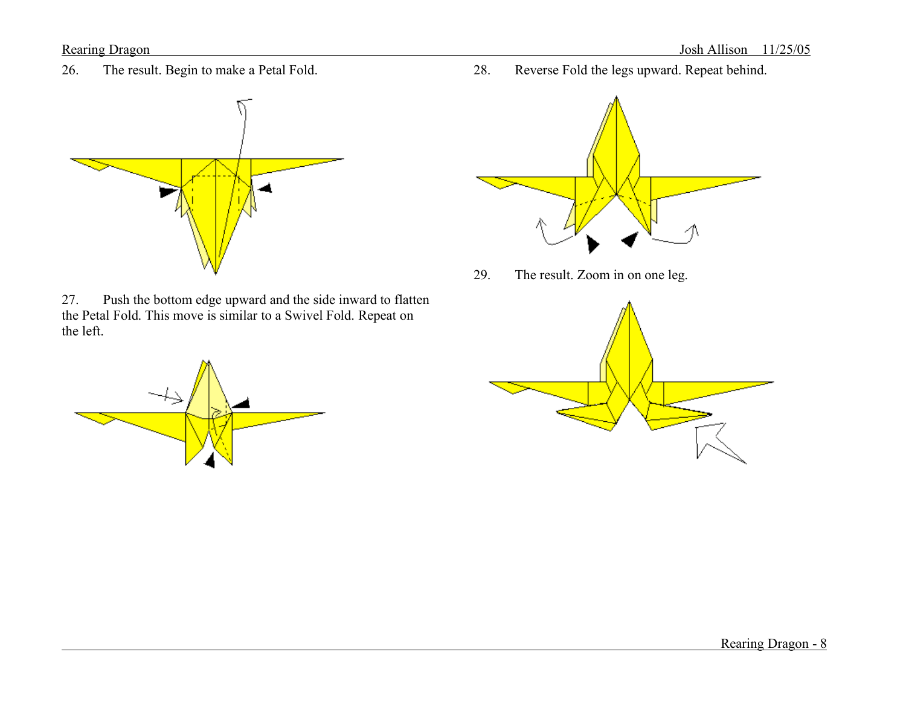26. The result. Begin to make a Petal Fold.

27. Push the bottom edge upward and the side inward to flatten the Petal Fold. This move is similar to a Swivel Fold. Repeat on the left.

28. Reverse Fold the legs upward. Repeat behind.

29. The result. Zoom in on one leg.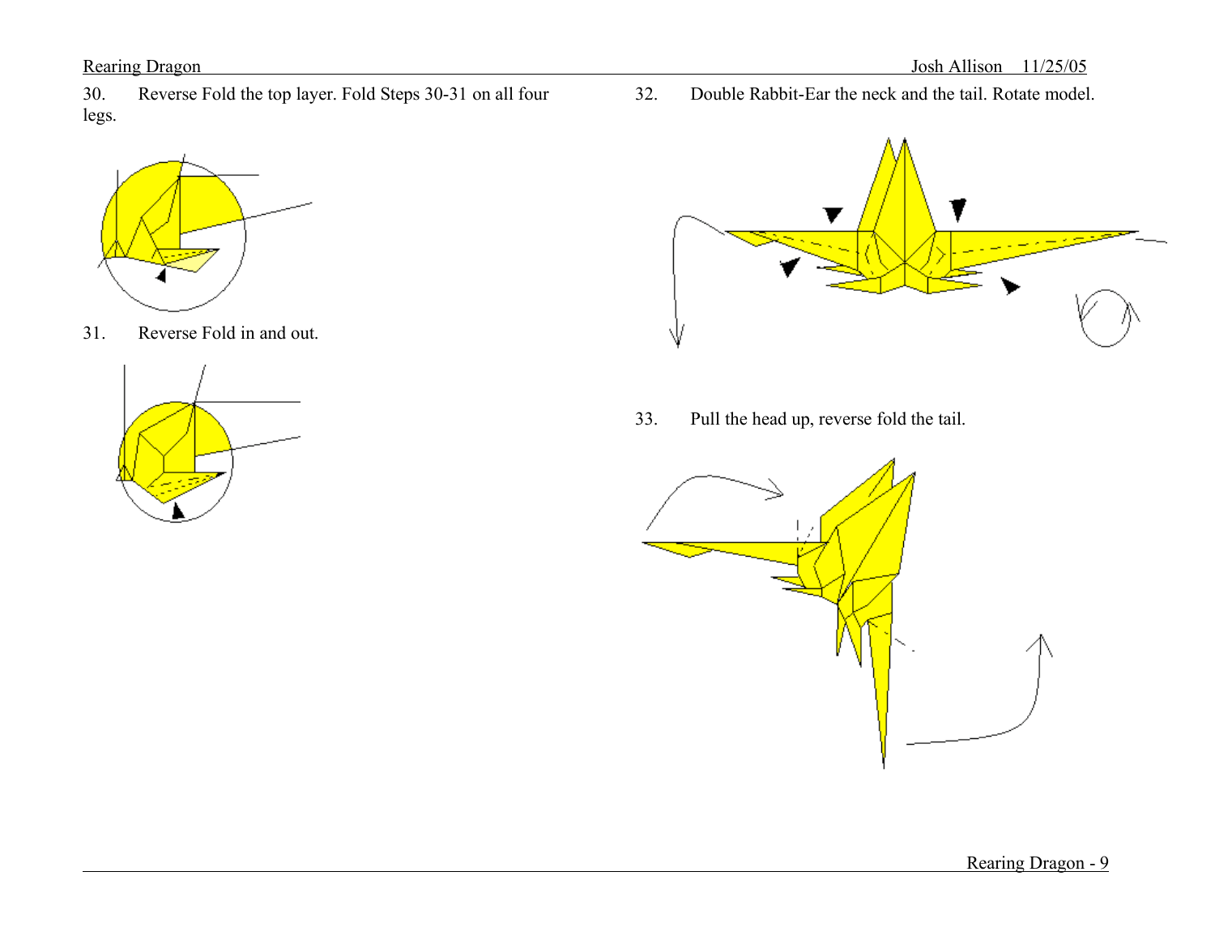30. Reverse Fold the top layer. Fold Steps 30-31 on all four legs.

31. Reverse Fold in and out.

32. Double Rabbit-Ear the neck and the tail. Rotate model.

33. Pull the head up, reverse fold the tail.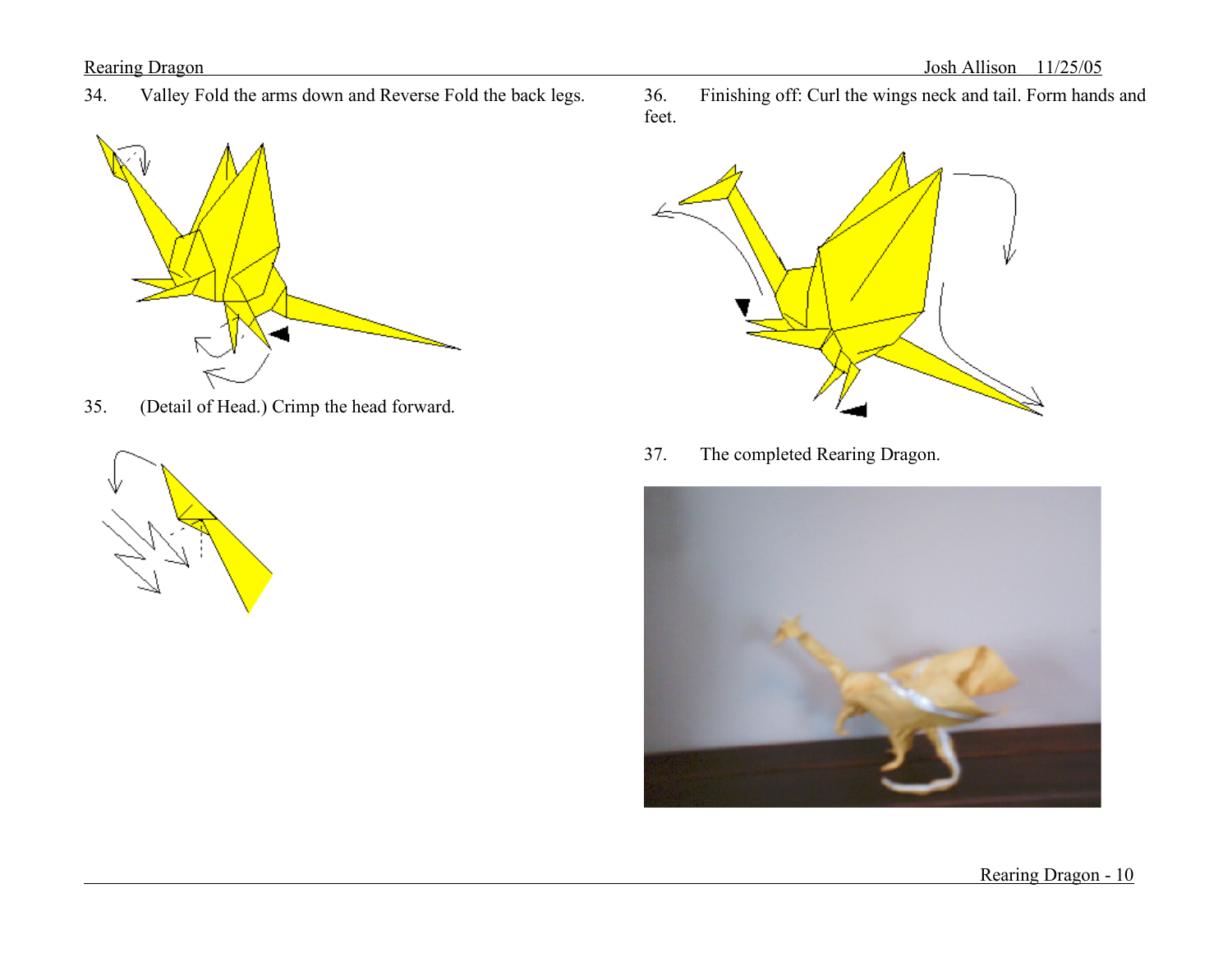34. Valley Fold the arms down and Reverse Fold the back legs.

35. (Detail of Head.) Crimp the head forward.

36. Finishing off: Curl the wings neck and tail. Form hands and feet.

37. The completed Rearing Dragon.